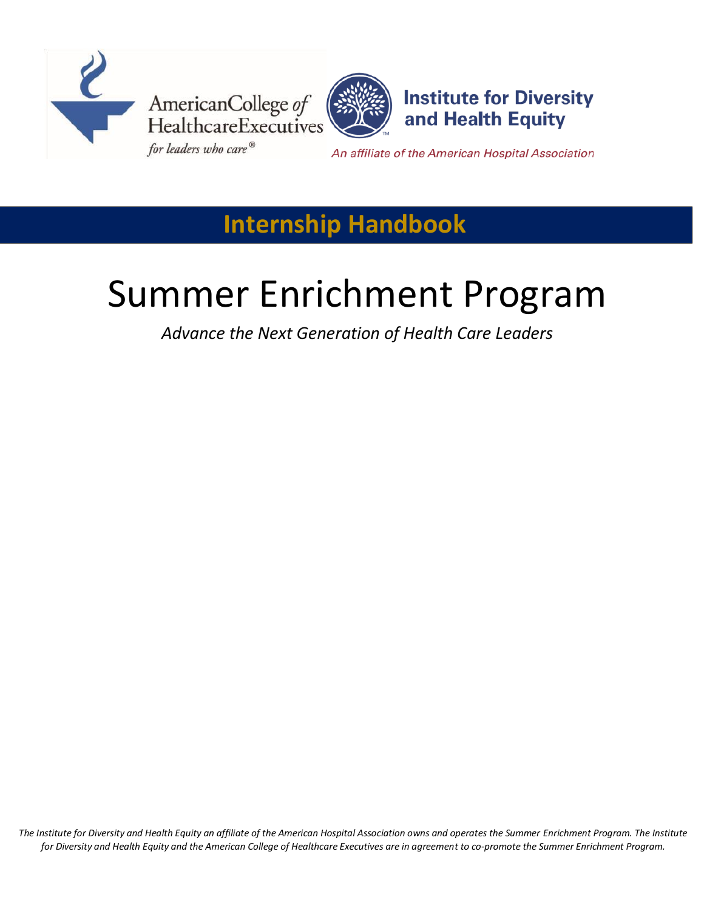American College of Healthcare Executives
*for leaders who care®*

Institute for Diversity and Health Equity
*An affiliate of the American Hospital Association*

## Internship Handbook

# Summer Enrichment Program

*Advance the Next Generation of Health Care Leaders*

*The Institute for Diversity and Health Equity an affiliate of the American Hospital Association owns and operates the Summer Enrichment Program. The Institute for Diversity and Health Equity and the American College of Healthcare Executives are in agreement to co-promote the Summer Enrichment Program.*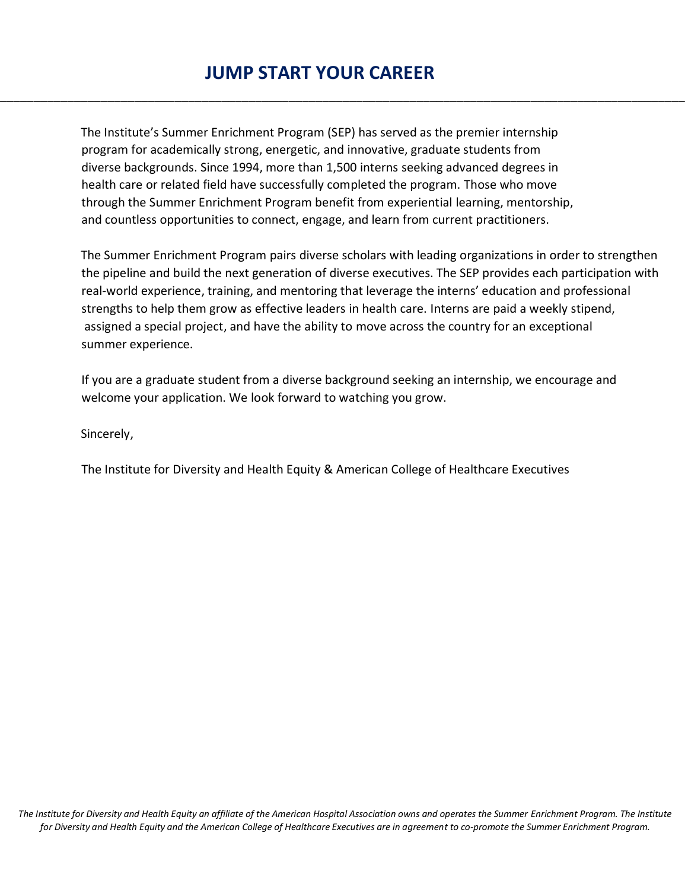# JUMP START YOUR CAREER

The Institute's Summer Enrichment Program (SEP) has served as the premier internship program for academically strong, energetic, and innovative, graduate students from diverse backgrounds. Since 1994, more than 1,500 interns seeking advanced degrees in health care or related field have successfully completed the program. Those who move through the Summer Enrichment Program benefit from experiential learning, mentorship, and countless opportunities to connect, engage, and learn from current practitioners.

The Summer Enrichment Program pairs diverse scholars with leading organizations in order to strengthen the pipeline and build the next generation of diverse executives. The SEP provides each participation with real-world experience, training, and mentoring that leverage the interns' education and professional strengths to help them grow as effective leaders in health care. Interns are paid a weekly stipend, assigned a special project, and have the ability to move across the country for an exceptional summer experience.

If you are a graduate student from a diverse background seeking an internship, we encourage and welcome your application. We look forward to watching you grow.

Sincerely,

The Institute for Diversity and Health Equity & American College of Healthcare Executives

*The Institute for Diversity and Health Equity an affiliate of the American Hospital Association owns and operates the Summer Enrichment Program. The Institute for Diversity and Health Equity and the American College of Healthcare Executives are in agreement to co-promote the Summer Enrichment Program.*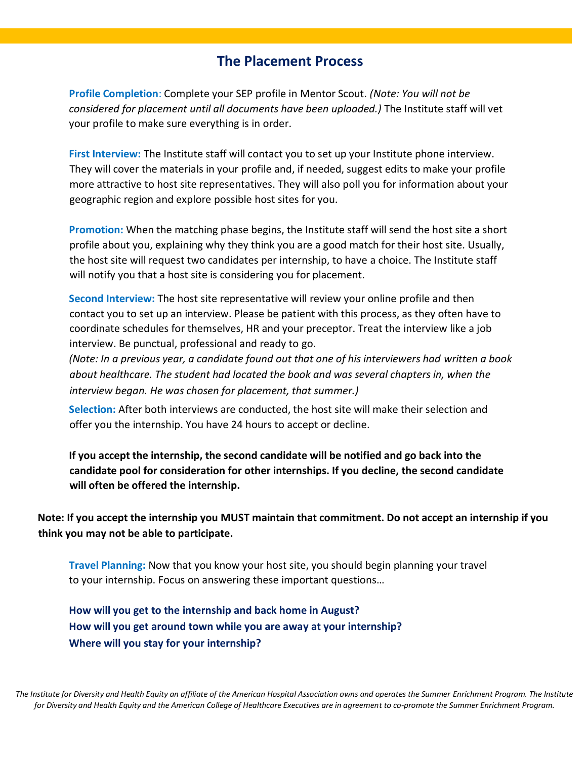## The Placement Process

**Profile Completion**: Complete your SEP profile in Mentor Scout. *(Note: You will not be considered for placement until all documents have been uploaded.)* The Institute staff will vet your profile to make sure everything is in order.

**First Interview:** The Institute staff will contact you to set up your Institute phone interview. They will cover the materials in your profile and, if needed, suggest edits to make your profile more attractive to host site representatives. They will also poll you for information about your geographic region and explore possible host sites for you.

**Promotion:** When the matching phase begins, the Institute staff will send the host site a short profile about you, explaining why they think you are a good match for their host site. Usually, the host site will request two candidates per internship, to have a choice. The Institute staff will notify you that a host site is considering you for placement.

**Second Interview:** The host site representative will review your online profile and then contact you to set up an interview. Please be patient with this process, as they often have to coordinate schedules for themselves, HR and your preceptor. Treat the interview like a job interview. Be punctual, professional and ready to go.
*(Note: In a previous year, a candidate found out that one of his interviewers had written a book about healthcare. The student had located the book and was several chapters in, when the interview began. He was chosen for placement, that summer.)*

**Selection:** After both interviews are conducted, the host site will make their selection and offer you the internship. You have 24 hours to accept or decline.

**If you accept the internship, the second candidate will be notified and go back into the candidate pool for consideration for other internships. If you decline, the second candidate will often be offered the internship.**

**Note: If you accept the internship you MUST maintain that commitment. Do not accept an internship if you think you may not be able to participate.**

**Travel Planning:** Now that you know your host site, you should begin planning your travel to your internship. Focus on answering these important questions…

**How will you get to the internship and back home in August?**
**How will you get around town while you are away at your internship?**
**Where will you stay for your internship?**

*The Institute for Diversity and Health Equity an affiliate of the American Hospital Association owns and operates the Summer Enrichment Program. The Institute for Diversity and Health Equity and the American College of Healthcare Executives are in agreement to co-promote the Summer Enrichment Program.*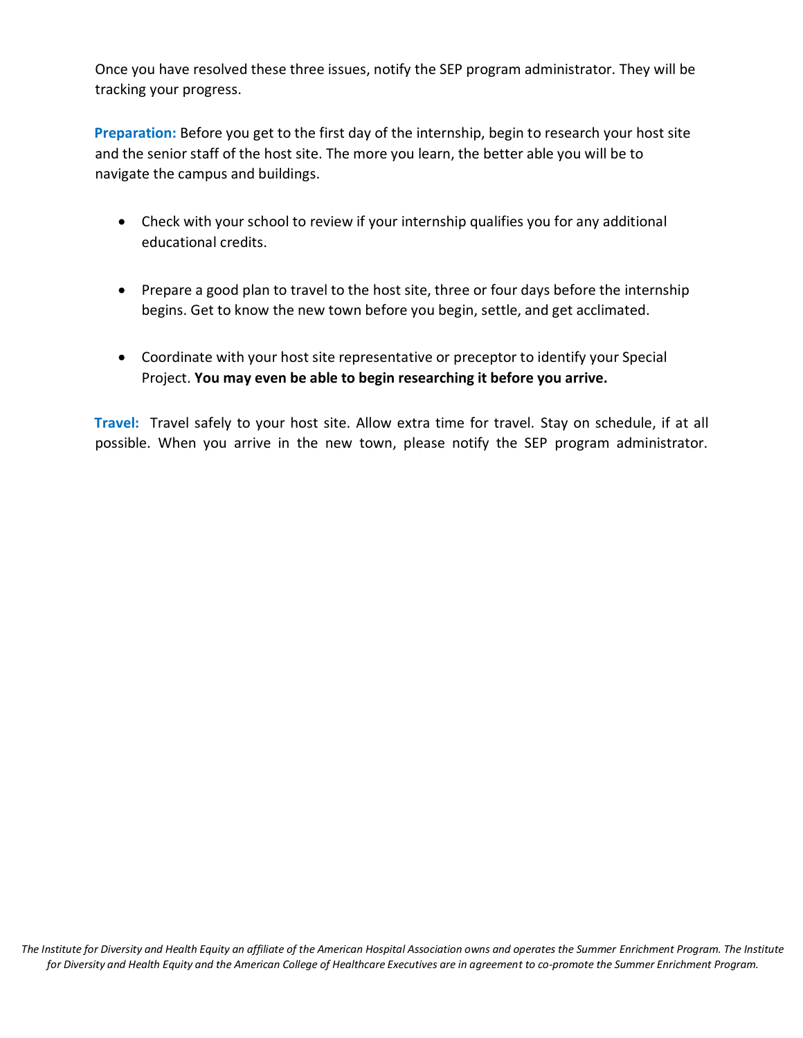Once you have resolved these three issues, notify the SEP program administrator. They will be tracking your progress.

**Preparation:** Before you get to the first day of the internship, begin to research your host site and the senior staff of the host site. The more you learn, the better able you will be to navigate the campus and buildings.

- Check with your school to review if your internship qualifies you for any additional educational credits.
- Prepare a good plan to travel to the host site, three or four days before the internship begins. Get to know the new town before you begin, settle, and get acclimated.
- Coordinate with your host site representative or preceptor to identify your Special Project. **You may even be able to begin researching it before you arrive.**

**Travel:** Travel safely to your host site. Allow extra time for travel. Stay on schedule, if at all possible. When you arrive in the new town, please notify the SEP program administrator.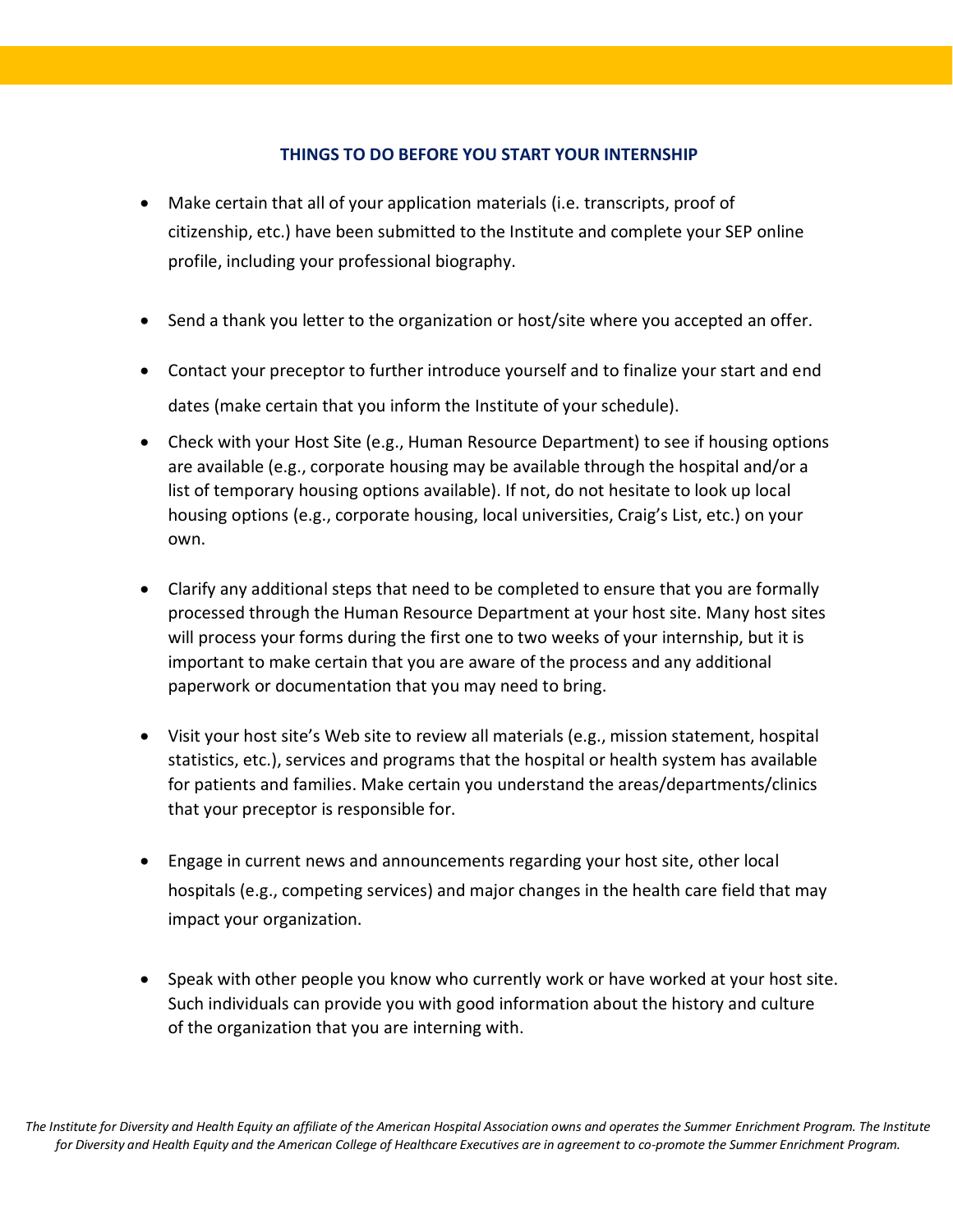## THINGS TO DO BEFORE YOU START YOUR INTERNSHIP

- Make certain that all of your application materials (i.e. transcripts, proof of citizenship, etc.) have been submitted to the Institute and complete your SEP online profile, including your professional biography.

- Send a thank you letter to the organization or host/site where you accepted an offer.

- Contact your preceptor to further introduce yourself and to finalize your start and end dates (make certain that you inform the Institute of your schedule).

- Check with your Host Site (e.g., Human Resource Department) to see if housing options are available (e.g., corporate housing may be available through the hospital and/or a list of temporary housing options available). If not, do not hesitate to look up local housing options (e.g., corporate housing, local universities, Craig's List, etc.) on your own.

- Clarify any additional steps that need to be completed to ensure that you are formally processed through the Human Resource Department at your host site. Many host sites will process your forms during the first one to two weeks of your internship, but it is important to make certain that you are aware of the process and any additional paperwork or documentation that you may need to bring.

- Visit your host site's Web site to review all materials (e.g., mission statement, hospital statistics, etc.), services and programs that the hospital or health system has available for patients and families. Make certain you understand the areas/departments/clinics that your preceptor is responsible for.

- Engage in current news and announcements regarding your host site, other local hospitals (e.g., competing services) and major changes in the health care field that may impact your organization.

- Speak with other people you know who currently work or have worked at your host site. Such individuals can provide you with good information about the history and culture of the organization that you are interning with.

*The Institute for Diversity and Health Equity an affiliate of the American Hospital Association owns and operates the Summer Enrichment Program. The Institute for Diversity and Health Equity and the American College of Healthcare Executives are in agreement to co-promote the Summer Enrichment Program.*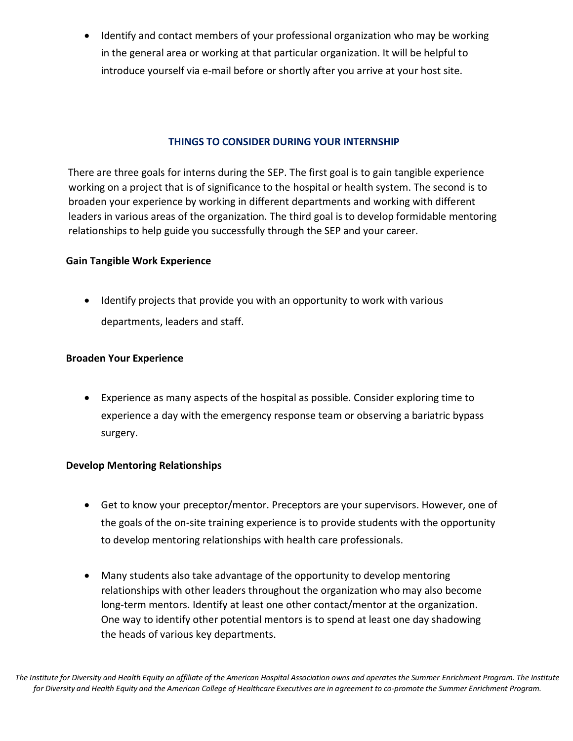- Identify and contact members of your professional organization who may be working in the general area or working at that particular organization. It will be helpful to introduce yourself via e-mail before or shortly after you arrive at your host site.

## THINGS TO CONSIDER DURING YOUR INTERNSHIP

There are three goals for interns during the SEP. The first goal is to gain tangible experience working on a project that is of significance to the hospital or health system. The second is to broaden your experience by working in different departments and working with different leaders in various areas of the organization. The third goal is to develop formidable mentoring relationships to help guide you successfully through the SEP and your career.

**Gain Tangible Work Experience**

- Identify projects that provide you with an opportunity to work with various departments, leaders and staff.

**Broaden Your Experience**

- Experience as many aspects of the hospital as possible. Consider exploring time to experience a day with the emergency response team or observing a bariatric bypass surgery.

**Develop Mentoring Relationships**

- Get to know your preceptor/mentor. Preceptors are your supervisors. However, one of the goals of the on-site training experience is to provide students with the opportunity to develop mentoring relationships with health care professionals.

- Many students also take advantage of the opportunity to develop mentoring relationships with other leaders throughout the organization who may also become long-term mentors. Identify at least one other contact/mentor at the organization. One way to identify other potential mentors is to spend at least one day shadowing the heads of various key departments.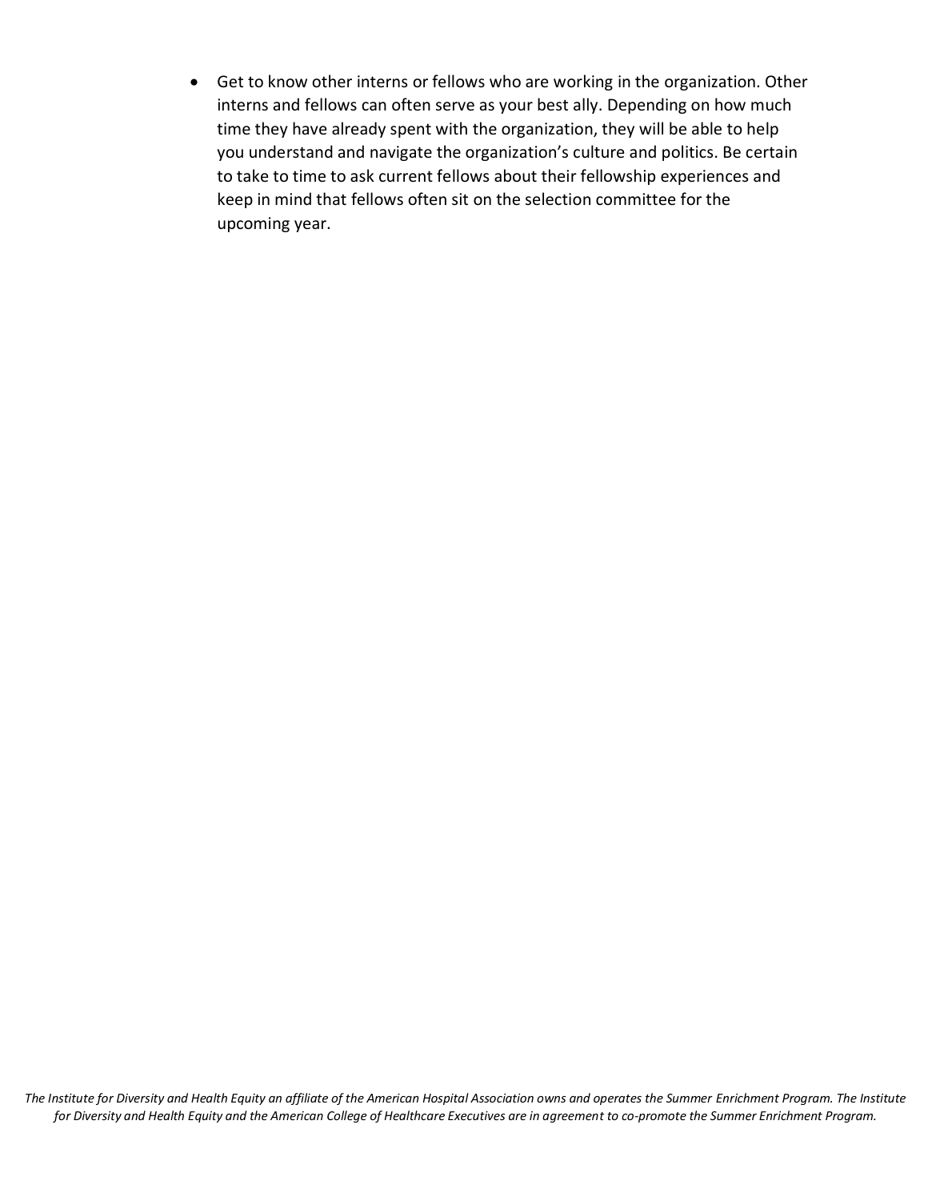- Get to know other interns or fellows who are working in the organization. Other interns and fellows can often serve as your best ally. Depending on how much time they have already spent with the organization, they will be able to help you understand and navigate the organization's culture and politics. Be certain to take to time to ask current fellows about their fellowship experiences and keep in mind that fellows often sit on the selection committee for the upcoming year.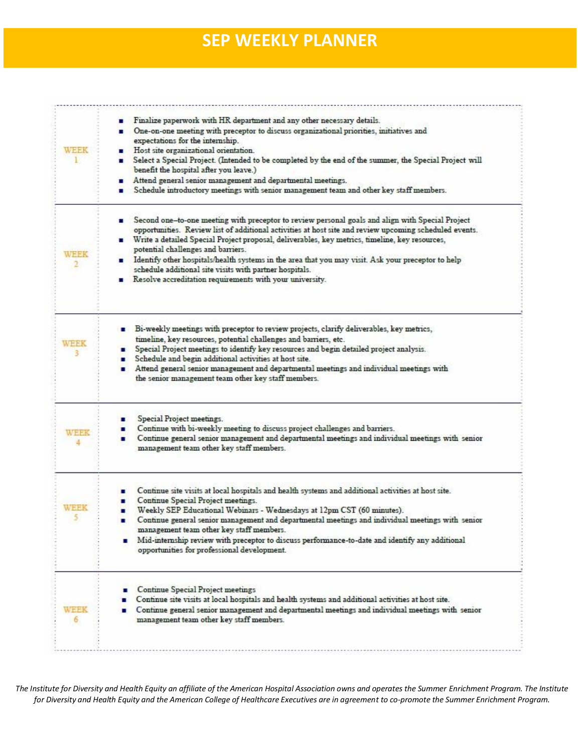# SEP WEEKLY PLANNER

| Week | Activities |
| --- | --- |
| WEEK 1 | ■ Finalize paperwork with HR department and any other necessary details.<br>■ One-on-one meeting with preceptor to discuss organizational priorities, initiatives and expectations for the internship.<br>■ Host site organizational orientation.<br>■ Select a Special Project. (Intended to be completed by the end of the summer, the Special Project will benefit the hospital after you leave.)<br>■ Attend general senior management and departmental meetings.<br>■ Schedule introductory meetings with senior management team and other key staff members. |
| WEEK 2 | ■ Second one–to-one meeting with preceptor to review personal goals and align with Special Project opportunities. Review list of additional activities at host site and review upcoming scheduled events.<br>■ Write a detailed Special Project proposal, deliverables, key metrics, timeline, key resources, potential challenges and barriers.<br>■ Identify other hospitals/health systems in the area that you may visit. Ask your preceptor to help schedule additional site visits with partner hospitals.<br>■ Resolve accreditation requirements with your university. |
| WEEK 3 | ■ Bi-weekly meetings with preceptor to review projects, clarify deliverables, key metrics, timeline, key resources, potential challenges and barriers, etc.<br>■ Special Project meetings to identify key resources and begin detailed project analysis.<br>■ Schedule and begin additional activities at host site.<br>■ Attend general senior management and departmental meetings and individual meetings with the senior management team other key staff members. |
| WEEK 4 | ■ Special Project meetings.<br>■ Continue with bi-weekly meeting to discuss project challenges and barriers.<br>■ Continue general senior management and departmental meetings and individual meetings with senior management team other key staff members. |
| WEEK 5 | ■ Continue site visits at local hospitals and health systems and additional activities at host site.<br>■ Continue Special Project meetings.<br>■ Weekly SEP Educational Webinars - Wednesdays at 12pm CST (60 minutes).<br>■ Continue general senior management and departmental meetings and individual meetings with senior management team other key staff members.<br>■ Mid-internship review with preceptor to discuss performance-to-date and identify any additional opportunities for professional development. |
| WEEK 6 | ■ Continue Special Project meetings<br>■ Continue site visits at local hospitals and health systems and additional activities at host site.<br>■ Continue general senior management and departmental meetings and individual meetings with senior management team other key staff members. |

*The Institute for Diversity and Health Equity an affiliate of the American Hospital Association owns and operates the Summer Enrichment Program. The Institute for Diversity and Health Equity and the American College of Healthcare Executives are in agreement to co-promote the Summer Enrichment Program.*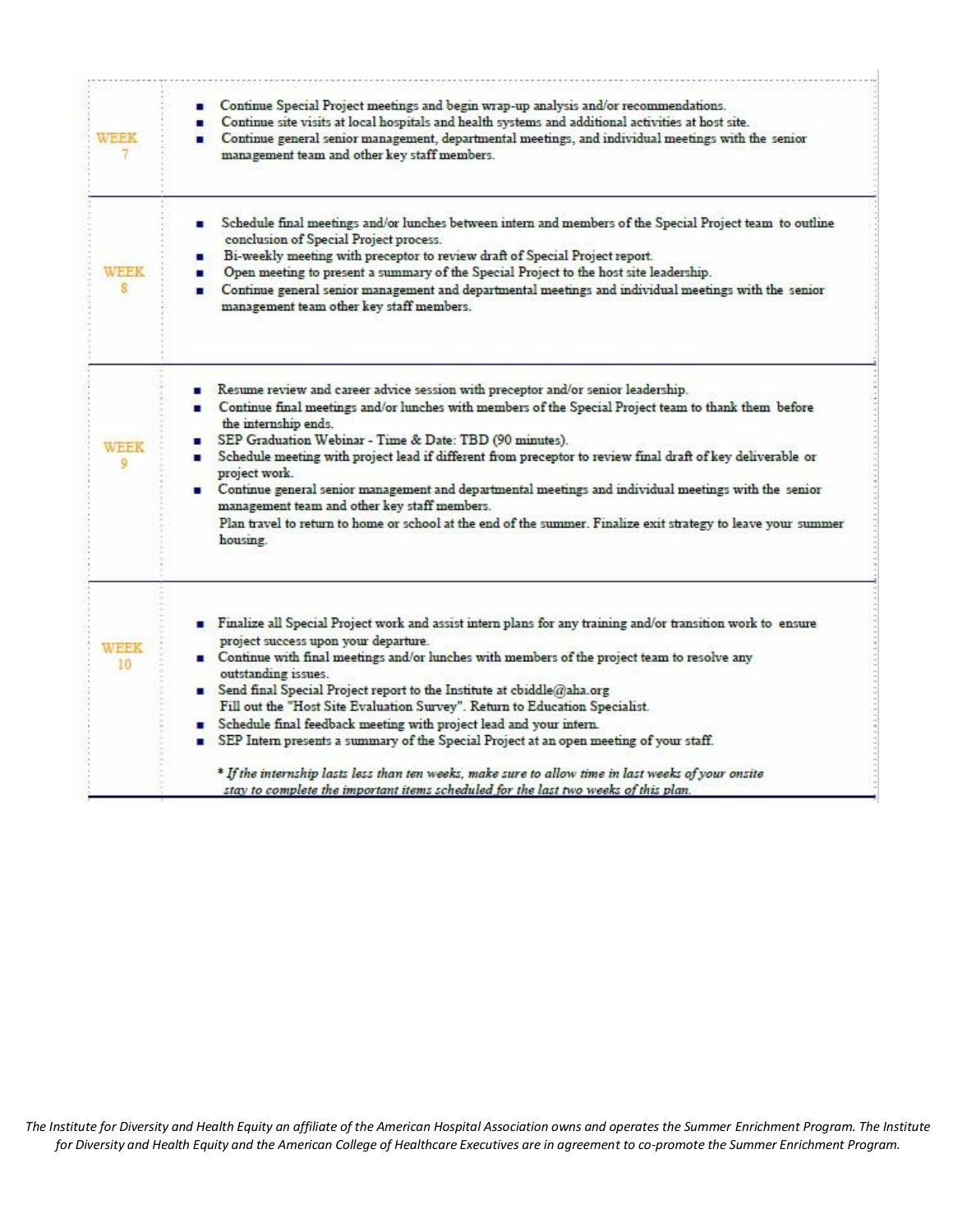| | |
|---|---|
| WEEK 7 | ▪ Continue Special Project meetings and begin wrap-up analysis and/or recommendations.<br>▪ Continue site visits at local hospitals and health systems and additional activities at host site.<br>▪ Continue general senior management, departmental meetings, and individual meetings with the senior management team and other key staff members. |
| WEEK 8 | ▪ Schedule final meetings and/or lunches between intern and members of the Special Project team to outline conclusion of Special Project process.<br>▪ Bi-weekly meeting with preceptor to review draft of Special Project report.<br>▪ Open meeting to present a summary of the Special Project to the host site leadership.<br>▪ Continue general senior management and departmental meetings and individual meetings with the senior management team other key staff members. |
| WEEK 9 | ▪ Resume review and career advice session with preceptor and/or senior leadership.<br>▪ Continue final meetings and/or lunches with members of the Special Project team to thank them before the internship ends.<br>▪ SEP Graduation Webinar - Time & Date: TBD (90 minutes).<br>▪ Schedule meeting with project lead if different from preceptor to review final draft of key deliverable or project work.<br>▪ Continue general senior management and departmental meetings and individual meetings with the senior management team and other key staff members.<br>Plan travel to return to home or school at the end of the summer. Finalize exit strategy to leave your summer housing. |
| WEEK 10 | ▪ Finalize all Special Project work and assist intern plans for any training and/or transition work to ensure project success upon your departure.<br>▪ Continue with final meetings and/or lunches with members of the project team to resolve any outstanding issues.<br>▪ Send final Special Project report to the Institute at cbiddle@aha.org<br>Fill out the "Host Site Evaluation Survey". Return to Education Specialist.<br>▪ Schedule final feedback meeting with project lead and your intern.<br>▪ SEP Intern presents a summary of the Special Project at an open meeting of your staff.<br><br>*\* If the internship lasts less than ten weeks, make sure to allow time in last weeks of your onsite stay to complete the important items scheduled for the last two weeks of this plan.* |

*The Institute for Diversity and Health Equity an affiliate of the American Hospital Association owns and operates the Summer Enrichment Program. The Institute for Diversity and Health Equity and the American College of Healthcare Executives are in agreement to co-promote the Summer Enrichment Program.*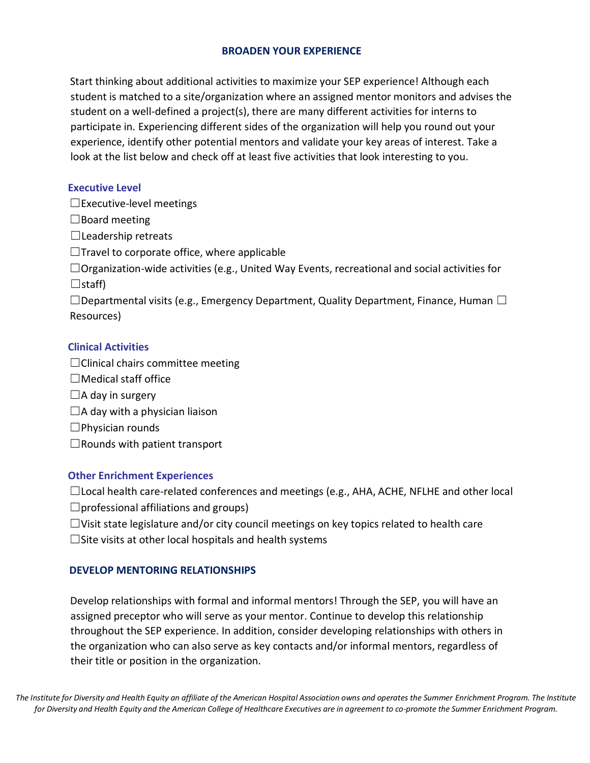## BROADEN YOUR EXPERIENCE

Start thinking about additional activities to maximize your SEP experience! Although each student is matched to a site/organization where an assigned mentor monitors and advises the student on a well-defined a project(s), there are many different activities for interns to participate in. Experiencing different sides of the organization will help you round out your experience, identify other potential mentors and validate your key areas of interest. Take a look at the list below and check off at least five activities that look interesting to you.

### Executive Level

☐Executive-level meetings

☐Board meeting

☐Leadership retreats

☐Travel to corporate office, where applicable

☐Organization-wide activities (e.g., United Way Events, recreational and social activities for ☐staff)

☐Departmental visits (e.g., Emergency Department, Quality Department, Finance, Human ☐ Resources)

### Clinical Activities

☐Clinical chairs committee meeting

☐Medical staff office

☐A day in surgery

☐A day with a physician liaison

☐Physician rounds

☐Rounds with patient transport

### Other Enrichment Experiences

☐Local health care-related conferences and meetings (e.g., AHA, ACHE, NFLHE and other local ☐professional affiliations and groups)

☐Visit state legislature and/or city council meetings on key topics related to health care

☐Site visits at other local hospitals and health systems

## DEVELOP MENTORING RELATIONSHIPS

Develop relationships with formal and informal mentors! Through the SEP, you will have an assigned preceptor who will serve as your mentor. Continue to develop this relationship throughout the SEP experience. In addition, consider developing relationships with others in the organization who can also serve as key contacts and/or informal mentors, regardless of their title or position in the organization.

*The Institute for Diversity and Health Equity an affiliate of the American Hospital Association owns and operates the Summer Enrichment Program. The Institute for Diversity and Health Equity and the American College of Healthcare Executives are in agreement to co-promote the Summer Enrichment Program.*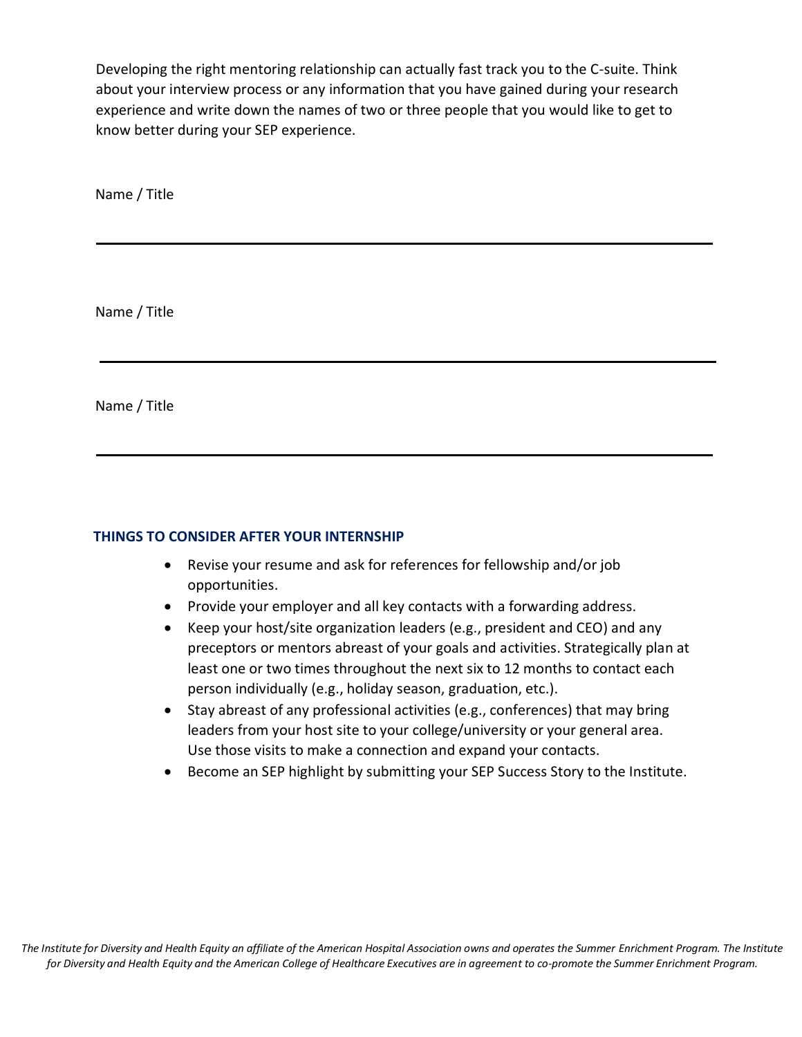Developing the right mentoring relationship can actually fast track you to the C-suite. Think about your interview process or any information that you have gained during your research experience and write down the names of two or three people that you would like to get to know better during your SEP experience.

Name / Title

---

Name / Title

---

Name / Title

---

## THINGS TO CONSIDER AFTER YOUR INTERNSHIP

- Revise your resume and ask for references for fellowship and/or job opportunities.
- Provide your employer and all key contacts with a forwarding address.
- Keep your host/site organization leaders (e.g., president and CEO) and any preceptors or mentors abreast of your goals and activities. Strategically plan at least one or two times throughout the next six to 12 months to contact each person individually (e.g., holiday season, graduation, etc.).
- Stay abreast of any professional activities (e.g., conferences) that may bring leaders from your host site to your college/university or your general area. Use those visits to make a connection and expand your contacts.
- Become an SEP highlight by submitting your SEP Success Story to the Institute.

*The Institute for Diversity and Health Equity an affiliate of the American Hospital Association owns and operates the Summer Enrichment Program. The Institute for Diversity and Health Equity and the American College of Healthcare Executives are in agreement to co-promote the Summer Enrichment Program.*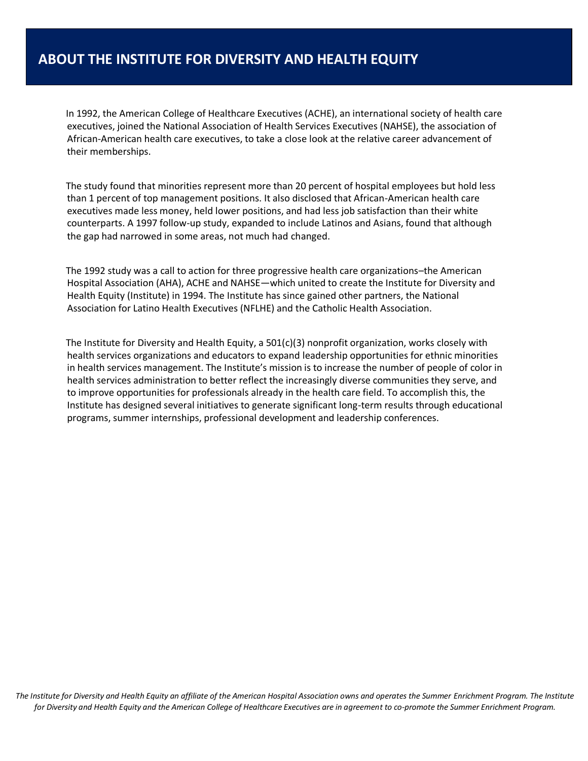# ABOUT THE INSTITUTE FOR DIVERSITY AND HEALTH EQUITY

In 1992, the American College of Healthcare Executives (ACHE), an international society of health care executives, joined the National Association of Health Services Executives (NAHSE), the association of African-American health care executives, to take a close look at the relative career advancement of their memberships.

The study found that minorities represent more than 20 percent of hospital employees but hold less than 1 percent of top management positions. It also disclosed that African-American health care executives made less money, held lower positions, and had less job satisfaction than their white counterparts. A 1997 follow-up study, expanded to include Latinos and Asians, found that although the gap had narrowed in some areas, not much had changed.

The 1992 study was a call to action for three progressive health care organizations–the American Hospital Association (AHA), ACHE and NAHSE—which united to create the Institute for Diversity and Health Equity (Institute) in 1994. The Institute has since gained other partners, the National Association for Latino Health Executives (NFLHE) and the Catholic Health Association.

The Institute for Diversity and Health Equity, a 501(c)(3) nonprofit organization, works closely with health services organizations and educators to expand leadership opportunities for ethnic minorities in health services management. The Institute's mission is to increase the number of people of color in health services administration to better reflect the increasingly diverse communities they serve, and to improve opportunities for professionals already in the health care field. To accomplish this, the Institute has designed several initiatives to generate significant long-term results through educational programs, summer internships, professional development and leadership conferences.

*The Institute for Diversity and Health Equity an affiliate of the American Hospital Association owns and operates the Summer Enrichment Program. The Institute for Diversity and Health Equity and the American College of Healthcare Executives are in agreement to co-promote the Summer Enrichment Program.*